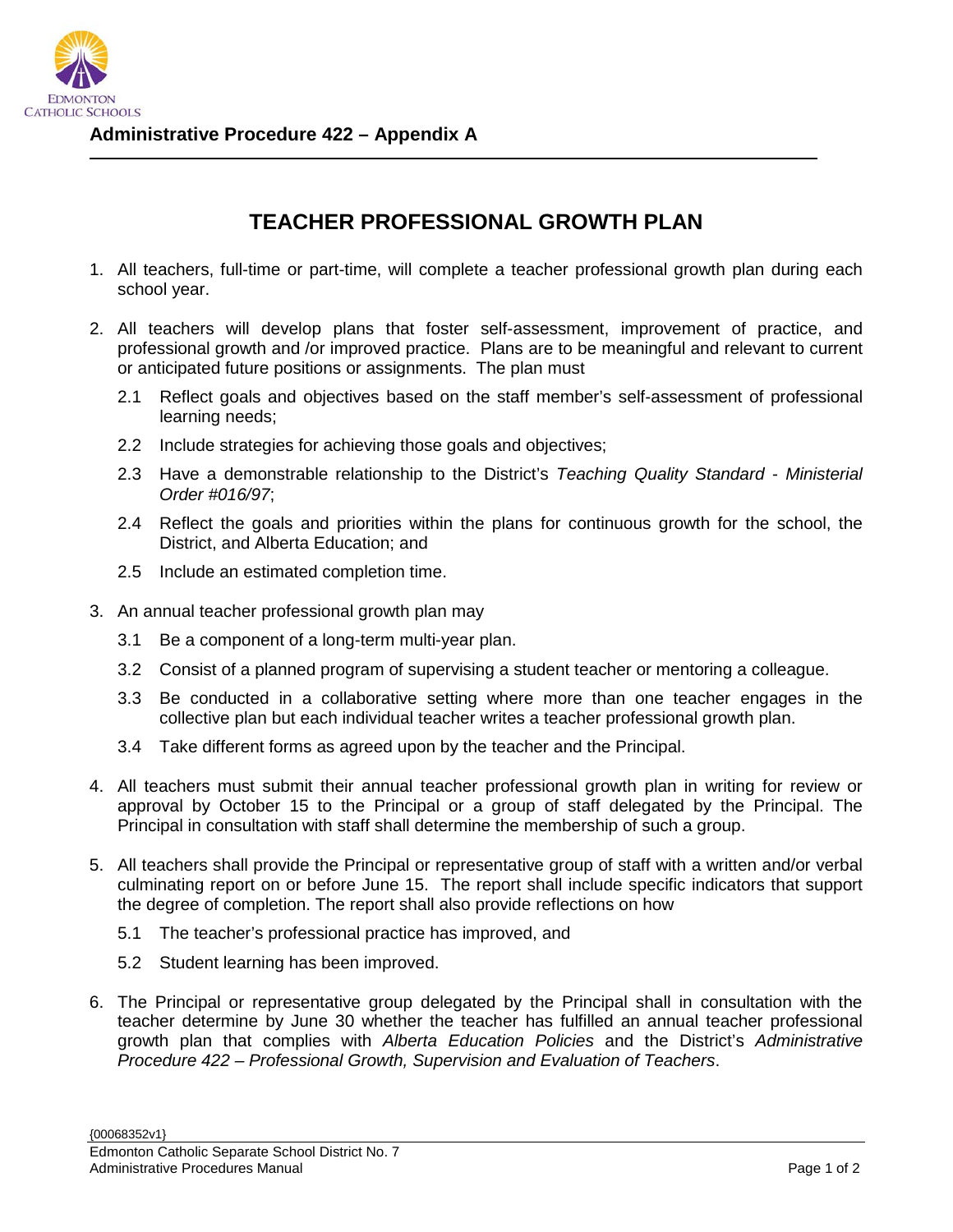**Administrative Procedure 422 – Appendix A**

# TEACHER PROFESSIONAL GROWTH PLAN

1. All teachers, full-time or part-time, will complete a teacher professional growth plan during each school year.

2. All teachers will develop plans that foster self-assessment, improvement of practice, and professional growth and /or improved practice. Plans are to be meaningful and relevant to current or anticipated future positions or assignments. The plan must

   2.1 Reflect goals and objectives based on the staff member's self-assessment of professional learning needs;

   2.2 Include strategies for achieving those goals and objectives;

   2.3 Have a demonstrable relationship to the District's *Teaching Quality Standard - Ministerial Order #016/97*;

   2.4 Reflect the goals and priorities within the plans for continuous growth for the school, the District, and Alberta Education; and

   2.5 Include an estimated completion time.

3. An annual teacher professional growth plan may

   3.1 Be a component of a long-term multi-year plan.

   3.2 Consist of a planned program of supervising a student teacher or mentoring a colleague.

   3.3 Be conducted in a collaborative setting where more than one teacher engages in the collective plan but each individual teacher writes a teacher professional growth plan.

   3.4 Take different forms as agreed upon by the teacher and the Principal.

4. All teachers must submit their annual teacher professional growth plan in writing for review or approval by October 15 to the Principal or a group of staff delegated by the Principal. The Principal in consultation with staff shall determine the membership of such a group.

5. All teachers shall provide the Principal or representative group of staff with a written and/or verbal culminating report on or before June 15. The report shall include specific indicators that support the degree of completion. The report shall also provide reflections on how

   5.1 The teacher's professional practice has improved, and

   5.2 Student learning has been improved.

6. The Principal or representative group delegated by the Principal shall in consultation with the teacher determine by June 30 whether the teacher has fulfilled an annual teacher professional growth plan that complies with *Alberta Education Policies* and the District's *Administrative Procedure 422 – Professional Growth, Supervision and Evaluation of Teachers*.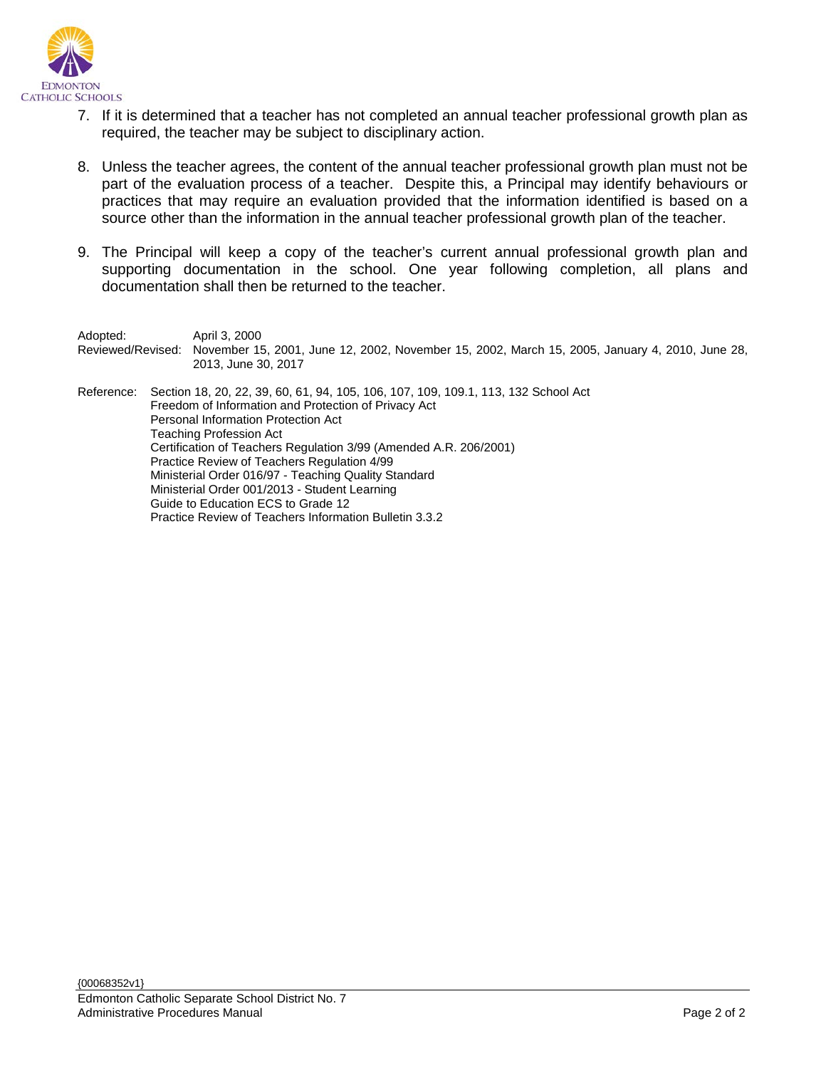7. If it is determined that a teacher has not completed an annual teacher professional growth plan as required, the teacher may be subject to disciplinary action.

8. Unless the teacher agrees, the content of the annual teacher professional growth plan must not be part of the evaluation process of a teacher. Despite this, a Principal may identify behaviours or practices that may require an evaluation provided that the information identified is based on a source other than the information in the annual teacher professional growth plan of the teacher.

9. The Principal will keep a copy of the teacher's current annual professional growth plan and supporting documentation in the school. One year following completion, all plans and documentation shall then be returned to the teacher.

Adopted: April 3, 2000
Reviewed/Revised: November 15, 2001, June 12, 2002, November 15, 2002, March 15, 2005, January 4, 2010, June 28, 2013, June 30, 2017

Reference: Section 18, 20, 22, 39, 60, 61, 94, 105, 106, 107, 109, 109.1, 113, 132 School Act
Freedom of Information and Protection of Privacy Act
Personal Information Protection Act
Teaching Profession Act
Certification of Teachers Regulation 3/99 (Amended A.R. 206/2001)
Practice Review of Teachers Regulation 4/99
Ministerial Order 016/97 - Teaching Quality Standard
Ministerial Order 001/2013 - Student Learning
Guide to Education ECS to Grade 12
Practice Review of Teachers Information Bulletin 3.3.2

{00068352v1}